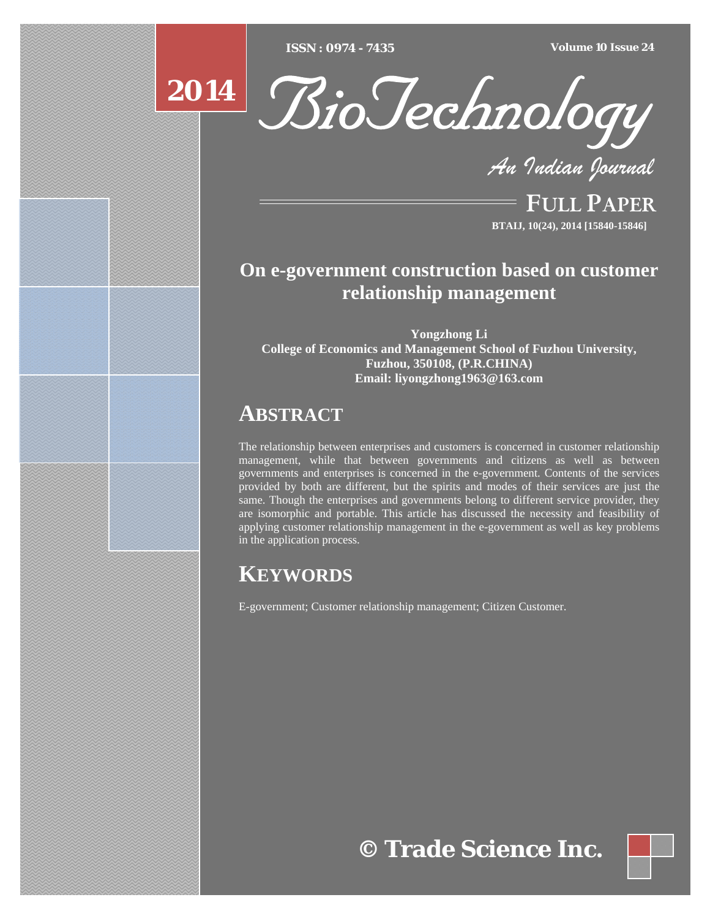# On e-government construction based on customer relationship management

**Yongzhong Li**
**College of Economics and Management School of Fuzhou University, Fuzhou, 350108, (P.R.CHINA)**
**Email: liyongzhong1963@163.com**

## ABSTRACT

The relationship between enterprises and customers is concerned in customer relationship management, while that between governments and citizens as well as between governments and enterprises is concerned in the e-government. Contents of the services provided by both are different, but the spirits and modes of their services are just the same. Though the enterprises and governments belong to different service provider, they are isomorphic and portable. This article has discussed the necessity and feasibility of applying customer relationship management in the e-government as well as key problems in the application process.

## KEYWORDS

E-government; Customer relationship management; Citizen Customer.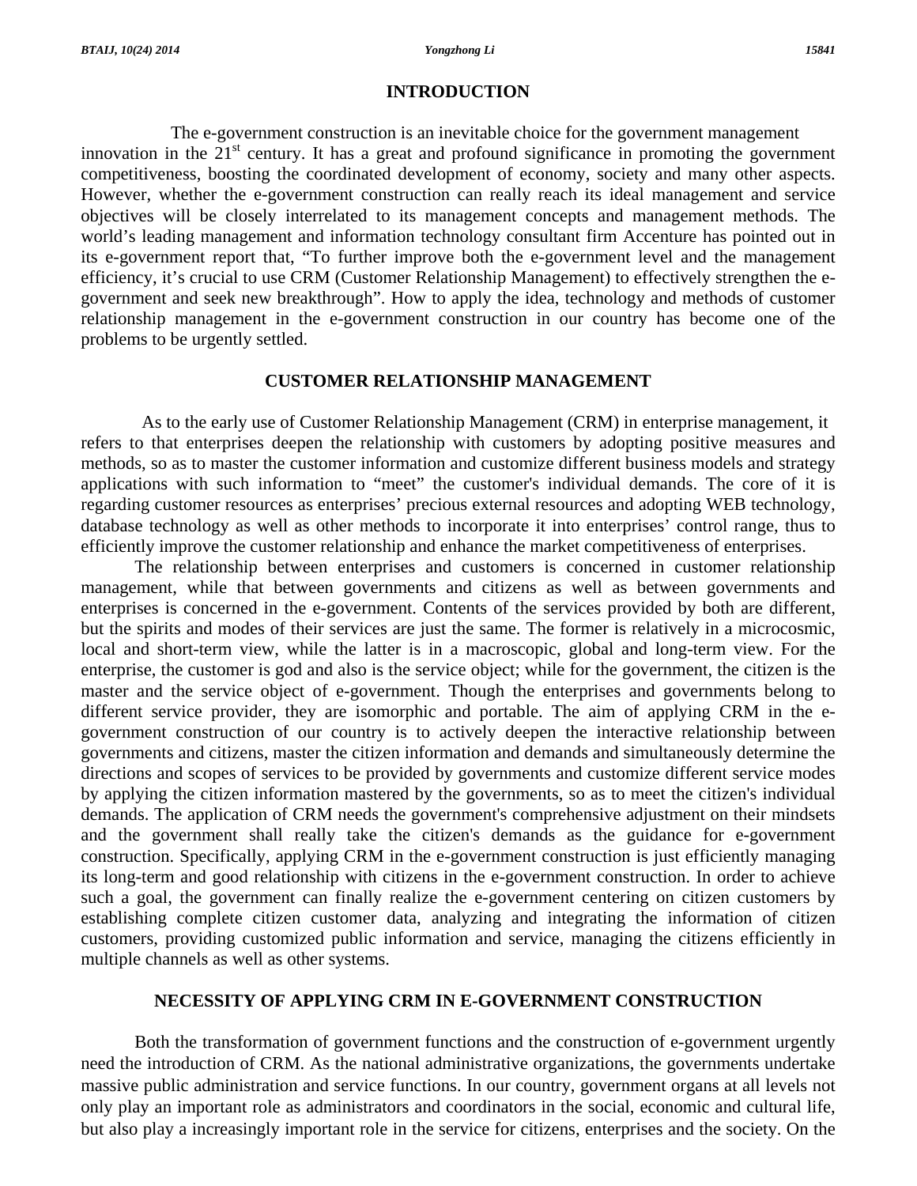## INTRODUCTION

The e-government construction is an inevitable choice for the government management innovation in the 21st century. It has a great and profound significance in promoting the government competitiveness, boosting the coordinated development of economy, society and many other aspects. However, whether the e-government construction can really reach its ideal management and service objectives will be closely interrelated to its management concepts and management methods. The world's leading management and information technology consultant firm Accenture has pointed out in its e-government report that, "To further improve both the e-government level and the management efficiency, it's crucial to use CRM (Customer Relationship Management) to effectively strengthen the e-government and seek new breakthrough". How to apply the idea, technology and methods of customer relationship management in the e-government construction in our country has become one of the problems to be urgently settled.

## CUSTOMER RELATIONSHIP MANAGEMENT

As to the early use of Customer Relationship Management (CRM) in enterprise management, it refers to that enterprises deepen the relationship with customers by adopting positive measures and methods, so as to master the customer information and customize different business models and strategy applications with such information to "meet" the customer's individual demands. The core of it is regarding customer resources as enterprises' precious external resources and adopting WEB technology, database technology as well as other methods to incorporate it into enterprises' control range, thus to efficiently improve the customer relationship and enhance the market competitiveness of enterprises.

The relationship between enterprises and customers is concerned in customer relationship management, while that between governments and citizens as well as between governments and enterprises is concerned in the e-government. Contents of the services provided by both are different, but the spirits and modes of their services are just the same. The former is relatively in a microcosmic, local and short-term view, while the latter is in a macroscopic, global and long-term view. For the enterprise, the customer is god and also is the service object; while for the government, the citizen is the master and the service object of e-government. Though the enterprises and governments belong to different service provider, they are isomorphic and portable. The aim of applying CRM in the e-government construction of our country is to actively deepen the interactive relationship between governments and citizens, master the citizen information and demands and simultaneously determine the directions and scopes of services to be provided by governments and customize different service modes by applying the citizen information mastered by the governments, so as to meet the citizen's individual demands. The application of CRM needs the government's comprehensive adjustment on their mindsets and the government shall really take the citizen's demands as the guidance for e-government construction. Specifically, applying CRM in the e-government construction is just efficiently managing its long-term and good relationship with citizens in the e-government construction. In order to achieve such a goal, the government can finally realize the e-government centering on citizen customers by establishing complete citizen customer data, analyzing and integrating the information of citizen customers, providing customized public information and service, managing the citizens efficiently in multiple channels as well as other systems.

## NECESSITY OF APPLYING CRM IN E-GOVERNMENT CONSTRUCTION

Both the transformation of government functions and the construction of e-government urgently need the introduction of CRM. As the national administrative organizations, the governments undertake massive public administration and service functions. In our country, government organs at all levels not only play an important role as administrators and coordinators in the social, economic and cultural life, but also play a increasingly important role in the service for citizens, enterprises and the society. On the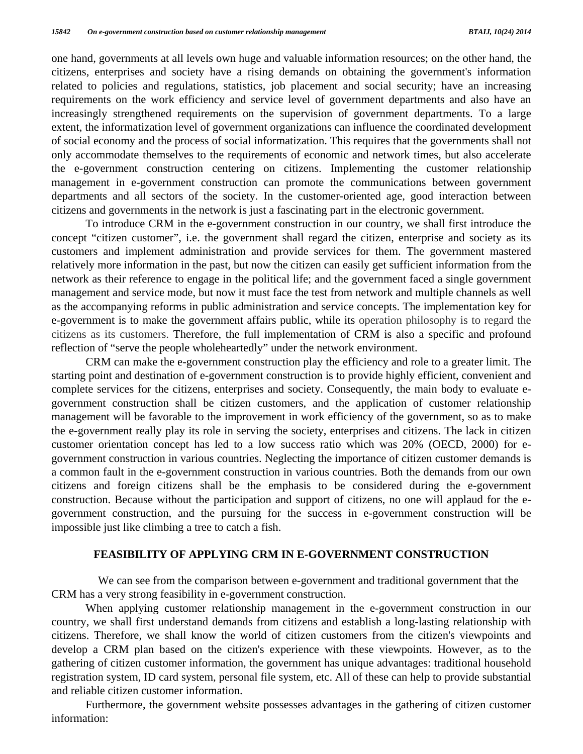one hand, governments at all levels own huge and valuable information resources; on the other hand, the citizens, enterprises and society have a rising demands on obtaining the government's information related to policies and regulations, statistics, job placement and social security; have an increasing requirements on the work efficiency and service level of government departments and also have an increasingly strengthened requirements on the supervision of government departments. To a large extent, the informatization level of government organizations can influence the coordinated development of social economy and the process of social informatization. This requires that the governments shall not only accommodate themselves to the requirements of economic and network times, but also accelerate the e-government construction centering on citizens. Implementing the customer relationship management in e-government construction can promote the communications between government departments and all sectors of the society. In the customer-oriented age, good interaction between citizens and governments in the network is just a fascinating part in the electronic government.

To introduce CRM in the e-government construction in our country, we shall first introduce the concept "citizen customer", i.e. the government shall regard the citizen, enterprise and society as its customers and implement administration and provide services for them. The government mastered relatively more information in the past, but now the citizen can easily get sufficient information from the network as their reference to engage in the political life; and the government faced a single government management and service mode, but now it must face the test from network and multiple channels as well as the accompanying reforms in public administration and service concepts. The implementation key for e-government is to make the government affairs public, while its operation philosophy is to regard the citizens as its customers. Therefore, the full implementation of CRM is also a specific and profound reflection of "serve the people wholeheartedly" under the network environment.

CRM can make the e-government construction play the efficiency and role to a greater limit. The starting point and destination of e-government construction is to provide highly efficient, convenient and complete services for the citizens, enterprises and society. Consequently, the main body to evaluate e-government construction shall be citizen customers, and the application of customer relationship management will be favorable to the improvement in work efficiency of the government, so as to make the e-government really play its role in serving the society, enterprises and citizens. The lack in citizen customer orientation concept has led to a low success ratio which was 20% (OECD, 2000) for e-government construction in various countries. Neglecting the importance of citizen customer demands is a common fault in the e-government construction in various countries. Both the demands from our own citizens and foreign citizens shall be the emphasis to be considered during the e-government construction. Because without the participation and support of citizens, no one will applaud for the e-government construction, and the pursuing for the success in e-government construction will be impossible just like climbing a tree to catch a fish.

## FEASIBILITY OF APPLYING CRM IN E-GOVERNMENT CONSTRUCTION

We can see from the comparison between e-government and traditional government that the CRM has a very strong feasibility in e-government construction.

When applying customer relationship management in the e-government construction in our country, we shall first understand demands from citizens and establish a long-lasting relationship with citizens. Therefore, we shall know the world of citizen customers from the citizen's viewpoints and develop a CRM plan based on the citizen's experience with these viewpoints. However, as to the gathering of citizen customer information, the government has unique advantages: traditional household registration system, ID card system, personal file system, etc. All of these can help to provide substantial and reliable citizen customer information.

Furthermore, the government website possesses advantages in the gathering of citizen customer information: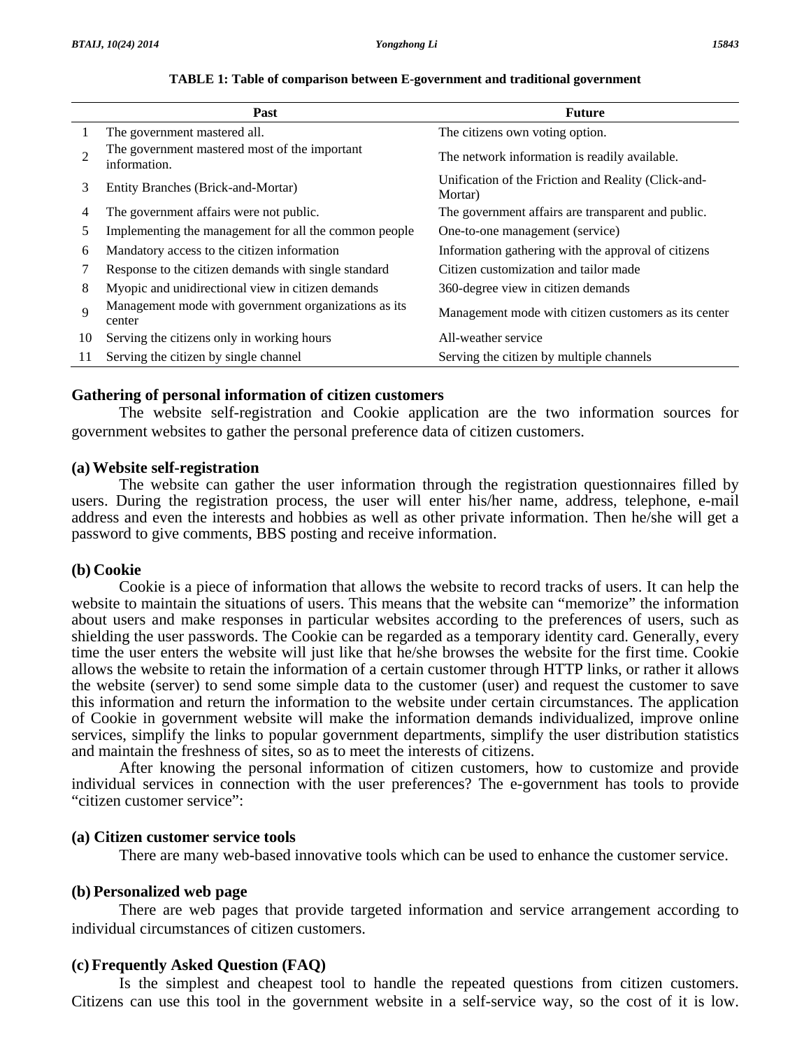**TABLE 1: Table of comparison between E-government and traditional government**

| | Past | Future |
|---|---|---|
| 1 | The government mastered all. | The citizens own voting option. |
| 2 | The government mastered most of the important information. | The network information is readily available. |
| 3 | Entity Branches (Brick-and-Mortar) | Unification of the Friction and Reality (Click-and-Mortar) |
| 4 | The government affairs were not public. | The government affairs are transparent and public. |
| 5 | Implementing the management for all the common people | One-to-one management (service) |
| 6 | Mandatory access to the citizen information | Information gathering with the approval of citizens |
| 7 | Response to the citizen demands with single standard | Citizen customization and tailor made |
| 8 | Myopic and unidirectional view in citizen demands | 360-degree view in citizen demands |
| 9 | Management mode with government organizations as its center | Management mode with citizen customers as its center |
| 10 | Serving the citizens only in working hours | All-weather service |
| 11 | Serving the citizen by single channel | Serving the citizen by multiple channels |

## Gathering of personal information of citizen customers

The website self-registration and Cookie application are the two information sources for government websites to gather the personal preference data of citizen customers.

### (a) Website self-registration

The website can gather the user information through the registration questionnaires filled by users. During the registration process, the user will enter his/her name, address, telephone, e-mail address and even the interests and hobbies as well as other private information. Then he/she will get a password to give comments, BBS posting and receive information.

### (b) Cookie

Cookie is a piece of information that allows the website to record tracks of users. It can help the website to maintain the situations of users. This means that the website can "memorize" the information about users and make responses in particular websites according to the preferences of users, such as shielding the user passwords. The Cookie can be regarded as a temporary identity card. Generally, every time the user enters the website will just like that he/she browses the website for the first time. Cookie allows the website to retain the information of a certain customer through HTTP links, or rather it allows the website (server) to send some simple data to the customer (user) and request the customer to save this information and return the information to the website under certain circumstances. The application of Cookie in government website will make the information demands individualized, improve online services, simplify the links to popular government departments, simplify the user distribution statistics and maintain the freshness of sites, so as to meet the interests of citizens.

After knowing the personal information of citizen customers, how to customize and provide individual services in connection with the user preferences? The e-government has tools to provide "citizen customer service":

### (a) Citizen customer service tools

There are many web-based innovative tools which can be used to enhance the customer service.

### (b) Personalized web page

There are web pages that provide targeted information and service arrangement according to individual circumstances of citizen customers.

### (c) Frequently Asked Question (FAQ)

Is the simplest and cheapest tool to handle the repeated questions from citizen customers. Citizens can use this tool in the government website in a self-service way, so the cost of it is low.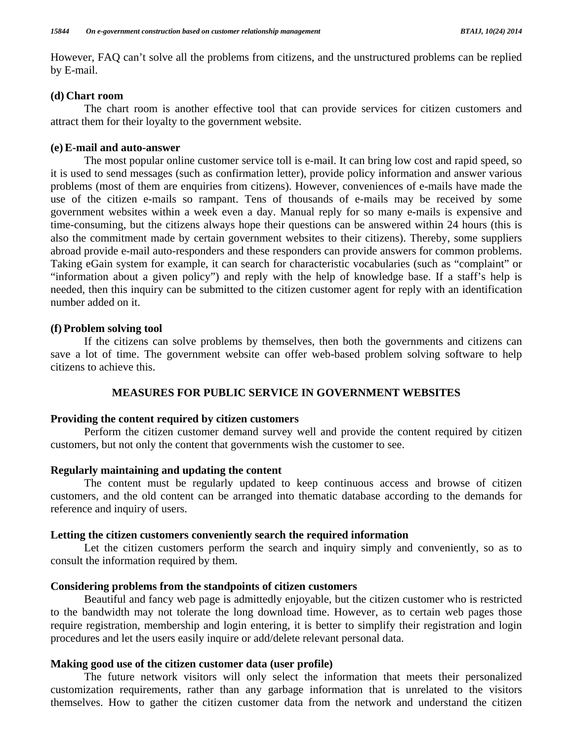However, FAQ can't solve all the problems from citizens, and the unstructured problems can be replied by E-mail.

**(d) Chart room**

The chart room is another effective tool that can provide services for citizen customers and attract them for their loyalty to the government website.

**(e) E-mail and auto-answer**

The most popular online customer service toll is e-mail. It can bring low cost and rapid speed, so it is used to send messages (such as confirmation letter), provide policy information and answer various problems (most of them are enquiries from citizens). However, conveniences of e-mails have made the use of the citizen e-mails so rampant. Tens of thousands of e-mails may be received by some government websites within a week even a day. Manual reply for so many e-mails is expensive and time-consuming, but the citizens always hope their questions can be answered within 24 hours (this is also the commitment made by certain government websites to their citizens). Thereby, some suppliers abroad provide e-mail auto-responders and these responders can provide answers for common problems. Taking eGain system for example, it can search for characteristic vocabularies (such as "complaint" or "information about a given policy") and reply with the help of knowledge base. If a staff's help is needed, then this inquiry can be submitted to the citizen customer agent for reply with an identification number added on it.

**(f) Problem solving tool**

If the citizens can solve problems by themselves, then both the governments and citizens can save a lot of time. The government website can offer web-based problem solving software to help citizens to achieve this.

## MEASURES FOR PUBLIC SERVICE IN GOVERNMENT WEBSITES

### Providing the content required by citizen customers

Perform the citizen customer demand survey well and provide the content required by citizen customers, but not only the content that governments wish the customer to see.

### Regularly maintaining and updating the content

The content must be regularly updated to keep continuous access and browse of citizen customers, and the old content can be arranged into thematic database according to the demands for reference and inquiry of users.

### Letting the citizen customers conveniently search the required information

Let the citizen customers perform the search and inquiry simply and conveniently, so as to consult the information required by them.

### Considering problems from the standpoints of citizen customers

Beautiful and fancy web page is admittedly enjoyable, but the citizen customer who is restricted to the bandwidth may not tolerate the long download time. However, as to certain web pages those require registration, membership and login entering, it is better to simplify their registration and login procedures and let the users easily inquire or add/delete relevant personal data.

### Making good use of the citizen customer data (user profile)

The future network visitors will only select the information that meets their personalized customization requirements, rather than any garbage information that is unrelated to the visitors themselves. How to gather the citizen customer data from the network and understand the citizen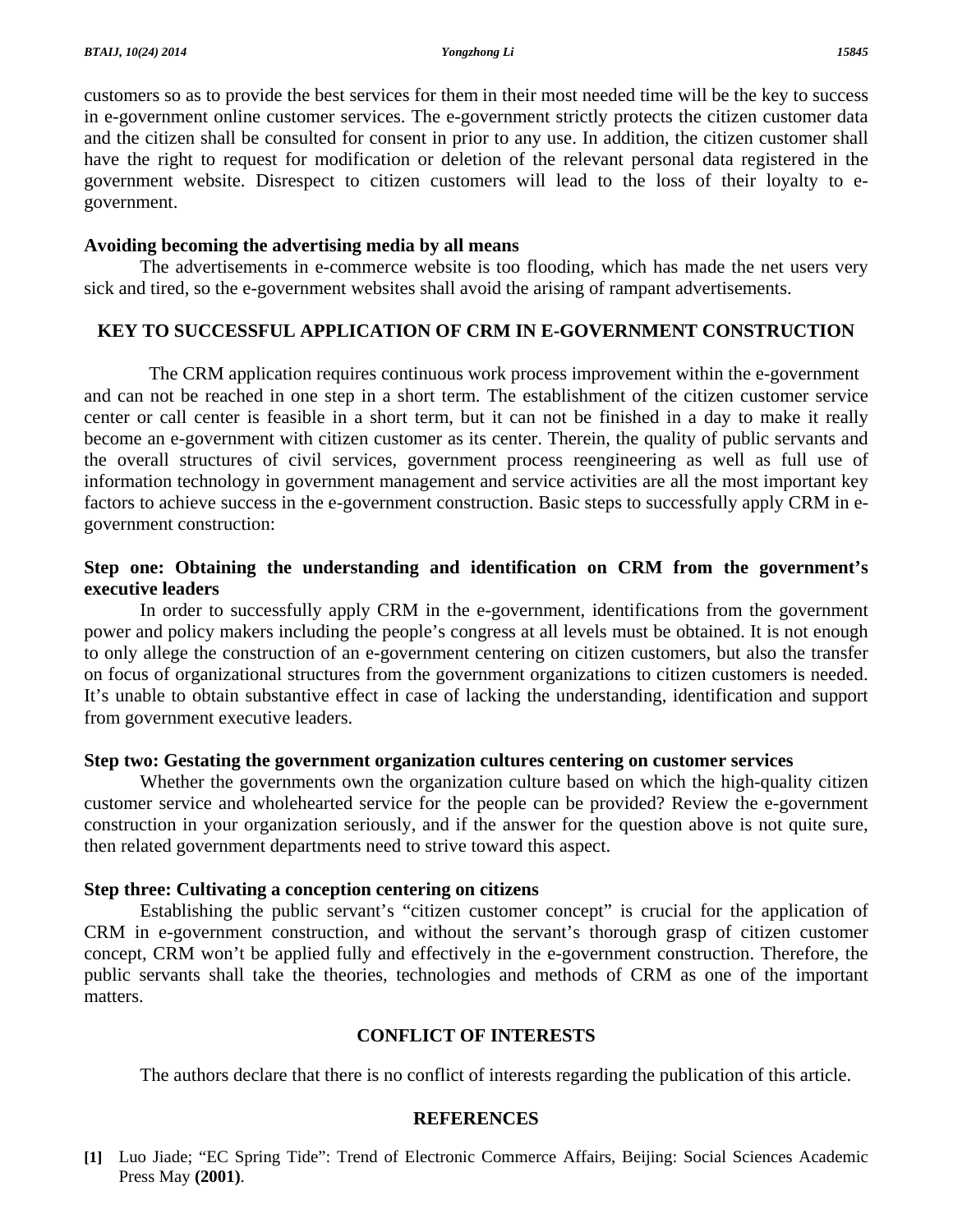customers so as to provide the best services for them in their most needed time will be the key to success in e-government online customer services. The e-government strictly protects the citizen customer data and the citizen shall be consulted for consent in prior to any use. In addition, the citizen customer shall have the right to request for modification or deletion of the relevant personal data registered in the government website. Disrespect to citizen customers will lead to the loss of their loyalty to e-government.

**Avoiding becoming the advertising media by all means**

The advertisements in e-commerce website is too flooding, which has made the net users very sick and tired, so the e-government websites shall avoid the arising of rampant advertisements.

## KEY TO SUCCESSFUL APPLICATION OF CRM IN E-GOVERNMENT CONSTRUCTION

The CRM application requires continuous work process improvement within the e-government and can not be reached in one step in a short term. The establishment of the citizen customer service center or call center is feasible in a short term, but it can not be finished in a day to make it really become an e-government with citizen customer as its center. Therein, the quality of public servants and the overall structures of civil services, government process reengineering as well as full use of information technology in government management and service activities are all the most important key factors to achieve success in the e-government construction. Basic steps to successfully apply CRM in e-government construction:

**Step one: Obtaining the understanding and identification on CRM from the government's executive leaders**

In order to successfully apply CRM in the e-government, identifications from the government power and policy makers including the people's congress at all levels must be obtained. It is not enough to only allege the construction of an e-government centering on citizen customers, but also the transfer on focus of organizational structures from the government organizations to citizen customers is needed. It's unable to obtain substantive effect in case of lacking the understanding, identification and support from government executive leaders.

**Step two: Gestating the government organization cultures centering on customer services**

Whether the governments own the organization culture based on which the high-quality citizen customer service and wholehearted service for the people can be provided? Review the e-government construction in your organization seriously, and if the answer for the question above is not quite sure, then related government departments need to strive toward this aspect.

**Step three: Cultivating a conception centering on citizens**

Establishing the public servant's "citizen customer concept" is crucial for the application of CRM in e-government construction, and without the servant's thorough grasp of citizen customer concept, CRM won't be applied fully and effectively in the e-government construction. Therefore, the public servants shall take the theories, technologies and methods of CRM as one of the important matters.

## CONFLICT OF INTERESTS

The authors declare that there is no conflict of interests regarding the publication of this article.

## REFERENCES

**[1]** Luo Jiade; "EC Spring Tide": Trend of Electronic Commerce Affairs, Beijing: Social Sciences Academic Press May **(2001)**.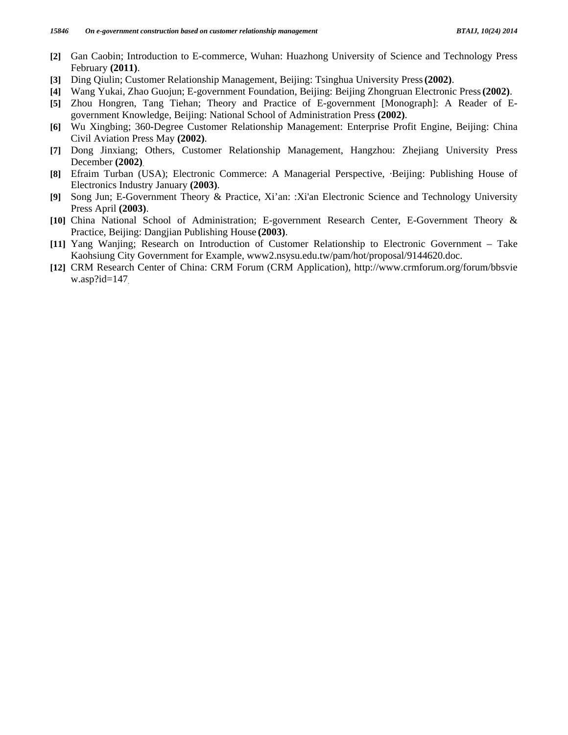**[2]** Gan Caobin; Introduction to E-commerce, Wuhan: Huazhong University of Science and Technology Press February **(2011)**.

**[3]** Ding Qiulin; Customer Relationship Management, Beijing: Tsinghua University Press **(2002)**.

**[4]** Wang Yukai, Zhao Guojun; E-government Foundation, Beijing: Beijing Zhongruan Electronic Press **(2002)**.

**[5]** Zhou Hongren, Tang Tiehan; Theory and Practice of E-government [Monograph]: A Reader of E-government Knowledge, Beijing: National School of Administration Press **(2002)**.

**[6]** Wu Xingbing; 360-Degree Customer Relationship Management: Enterprise Profit Engine, Beijing: China Civil Aviation Press May **(2002)**.

**[7]** Dong Jinxiang; Others, Customer Relationship Management, Hangzhou: Zhejiang University Press December **(2002)**.

**[8]** Efraim Turban (USA); Electronic Commerce: A Managerial Perspective, ·Beijing: Publishing House of Electronics Industry January **(2003)**.

**[9]** Song Jun; E-Government Theory & Practice, Xi'an: :Xi'an Electronic Science and Technology University Press April **(2003)**.

**[10]** China National School of Administration; E-government Research Center, E-Government Theory & Practice, Beijing: Dangjian Publishing House **(2003)**.

**[11]** Yang Wanjing; Research on Introduction of Customer Relationship to Electronic Government – Take Kaohsiung City Government for Example, www2.nsysu.edu.tw/pam/hot/proposal/9144620.doc.

**[12]** CRM Research Center of China: CRM Forum (CRM Application), http://www.crmforum.org/forum/bbsview.asp?id=147.